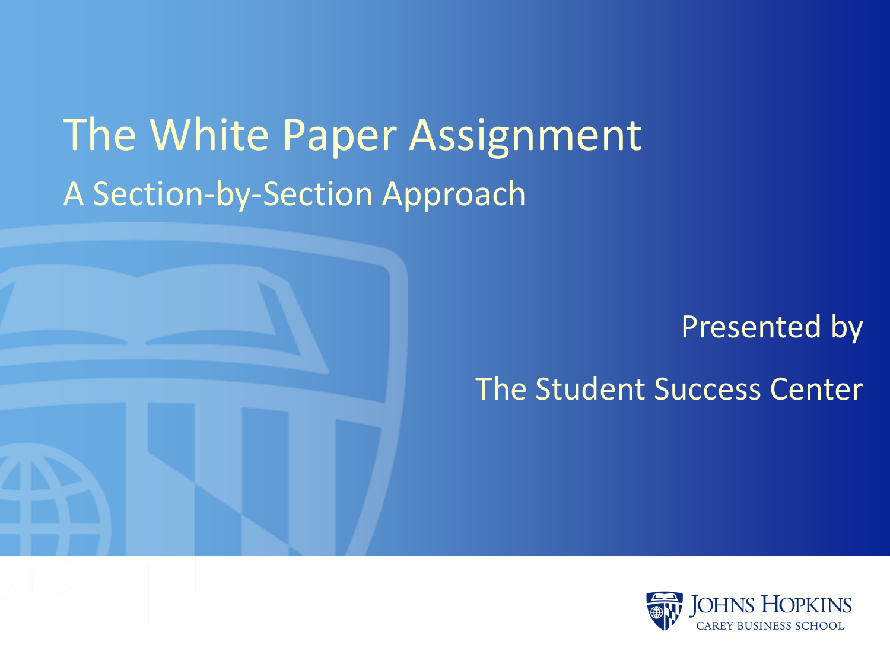# The White Paper Assignment

## A Section-by-Section Approach

Presented by

The Student Success Center

Johns Hopkins Carey Business School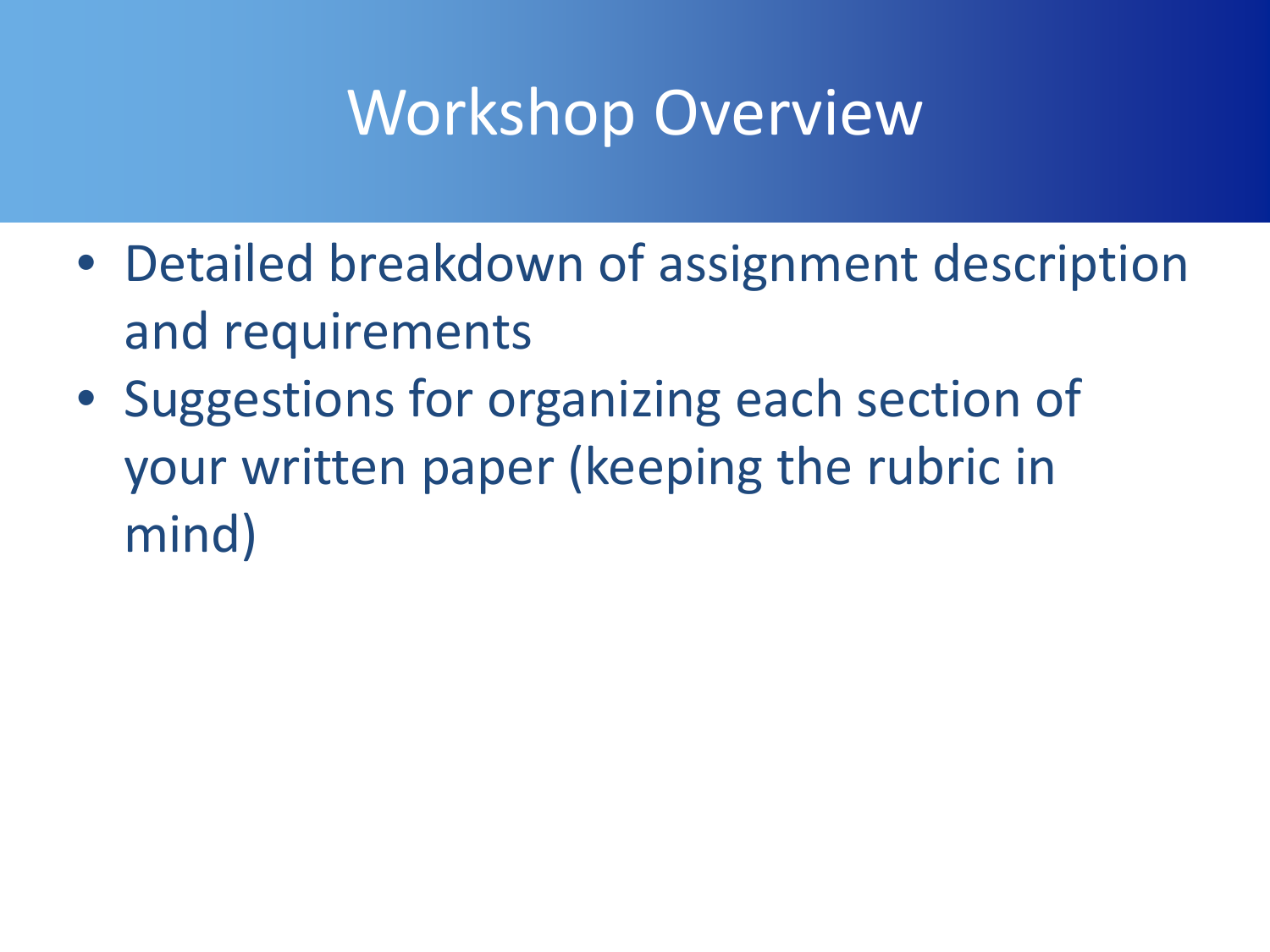# Workshop Overview

- Detailed breakdown of assignment description and requirements
- Suggestions for organizing each section of your written paper (keeping the rubric in mind)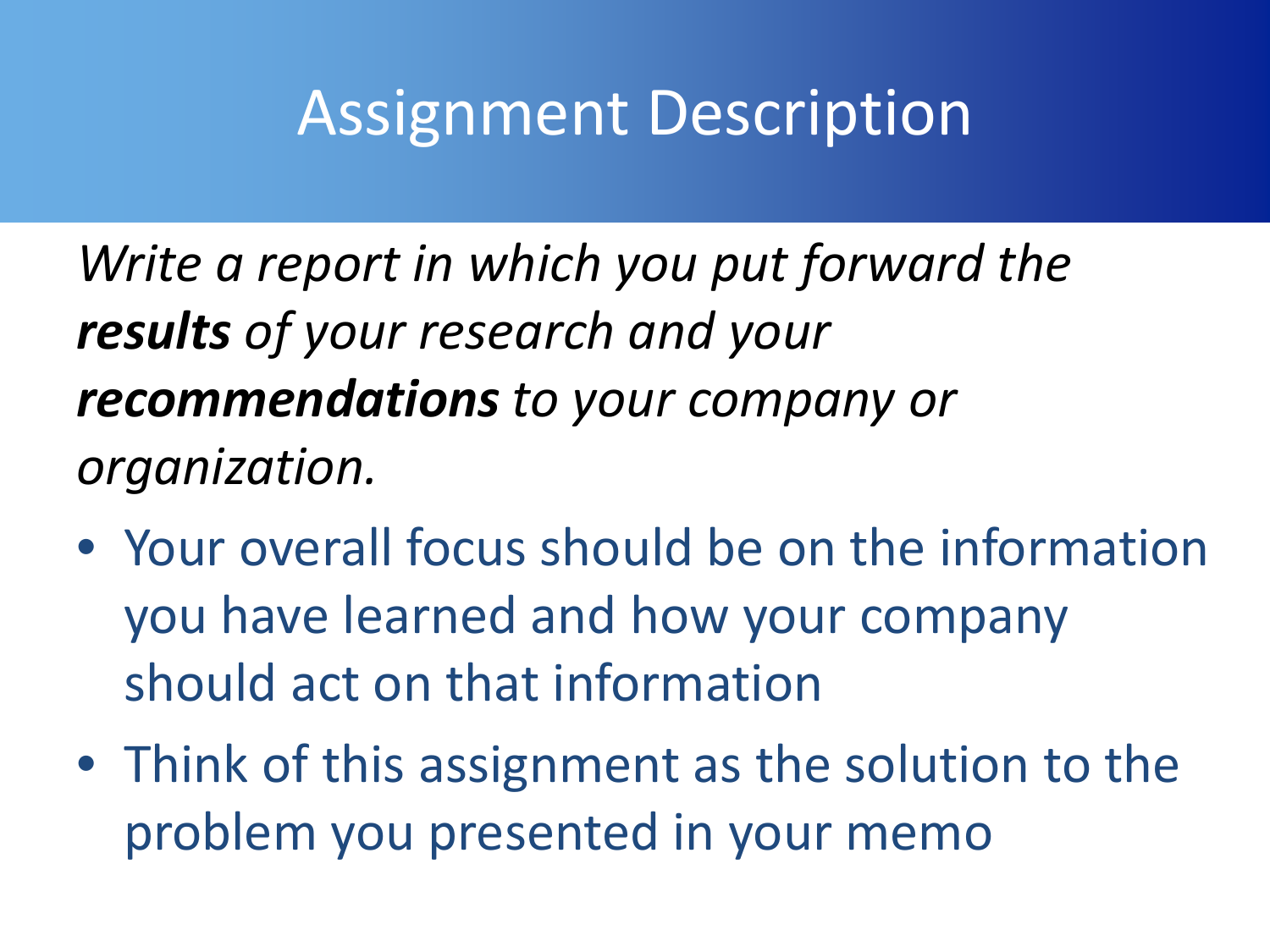# Assignment Description

*Write a report in which you put forward the **results** of your research and your **recommendations** to your company or organization.*

- Your overall focus should be on the information you have learned and how your company should act on that information
- Think of this assignment as the solution to the problem you presented in your memo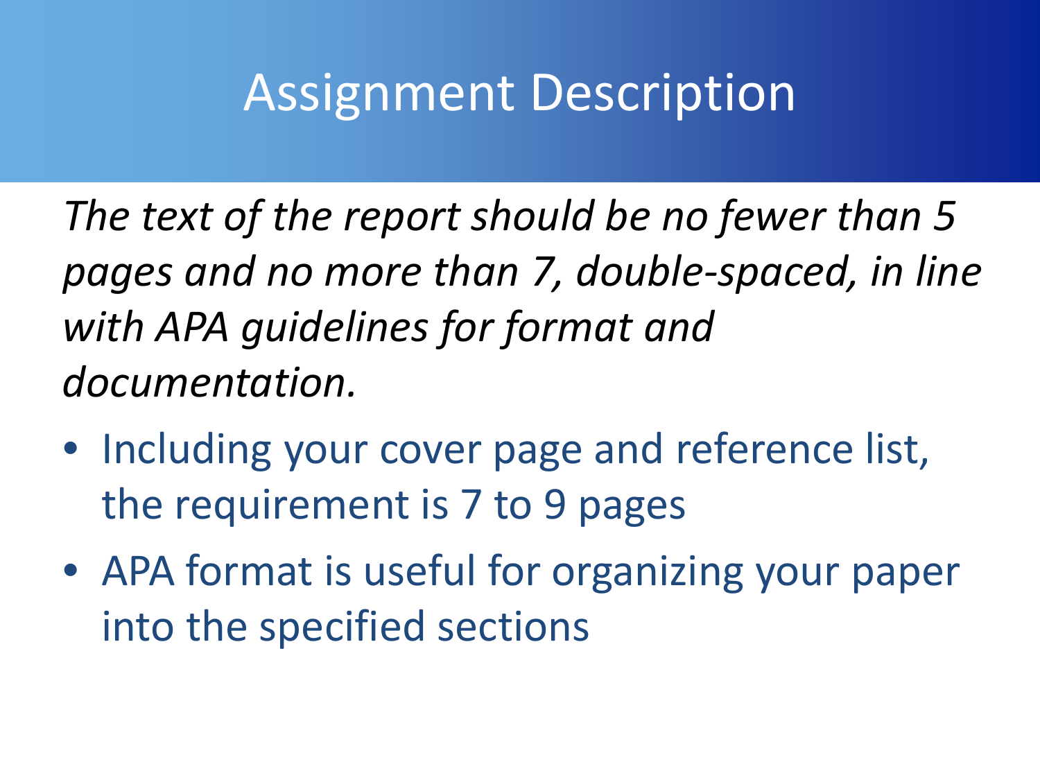# Assignment Description

*The text of the report should be no fewer than 5 pages and no more than 7, double-spaced, in line with APA guidelines for format and documentation.*

- Including your cover page and reference list, the requirement is 7 to 9 pages
- APA format is useful for organizing your paper into the specified sections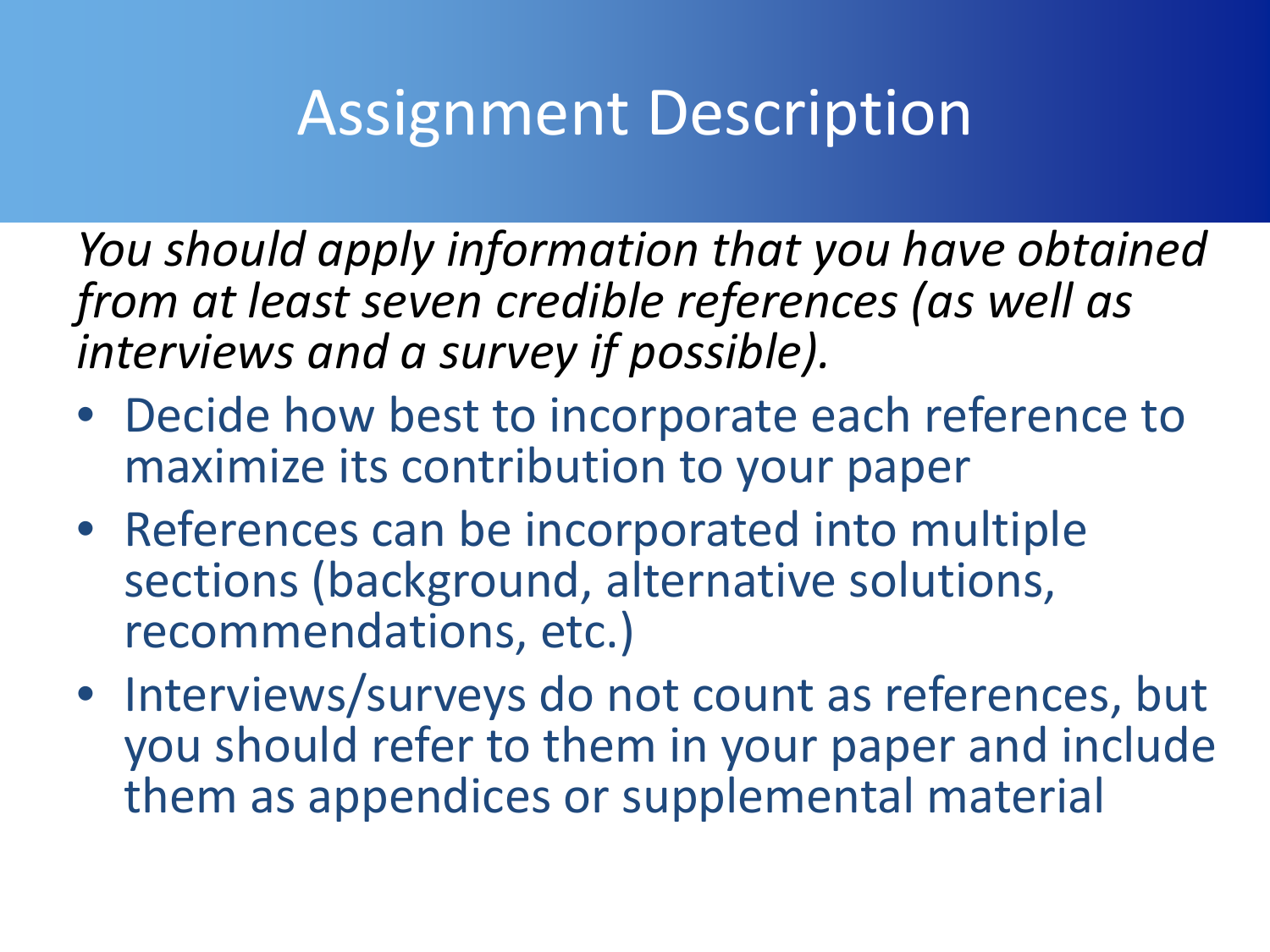# Assignment Description

*You should apply information that you have obtained from at least seven credible references (as well as interviews and a survey if possible).*

- Decide how best to incorporate each reference to maximize its contribution to your paper
- References can be incorporated into multiple sections (background, alternative solutions, recommendations, etc.)
- Interviews/surveys do not count as references, but you should refer to them in your paper and include them as appendices or supplemental material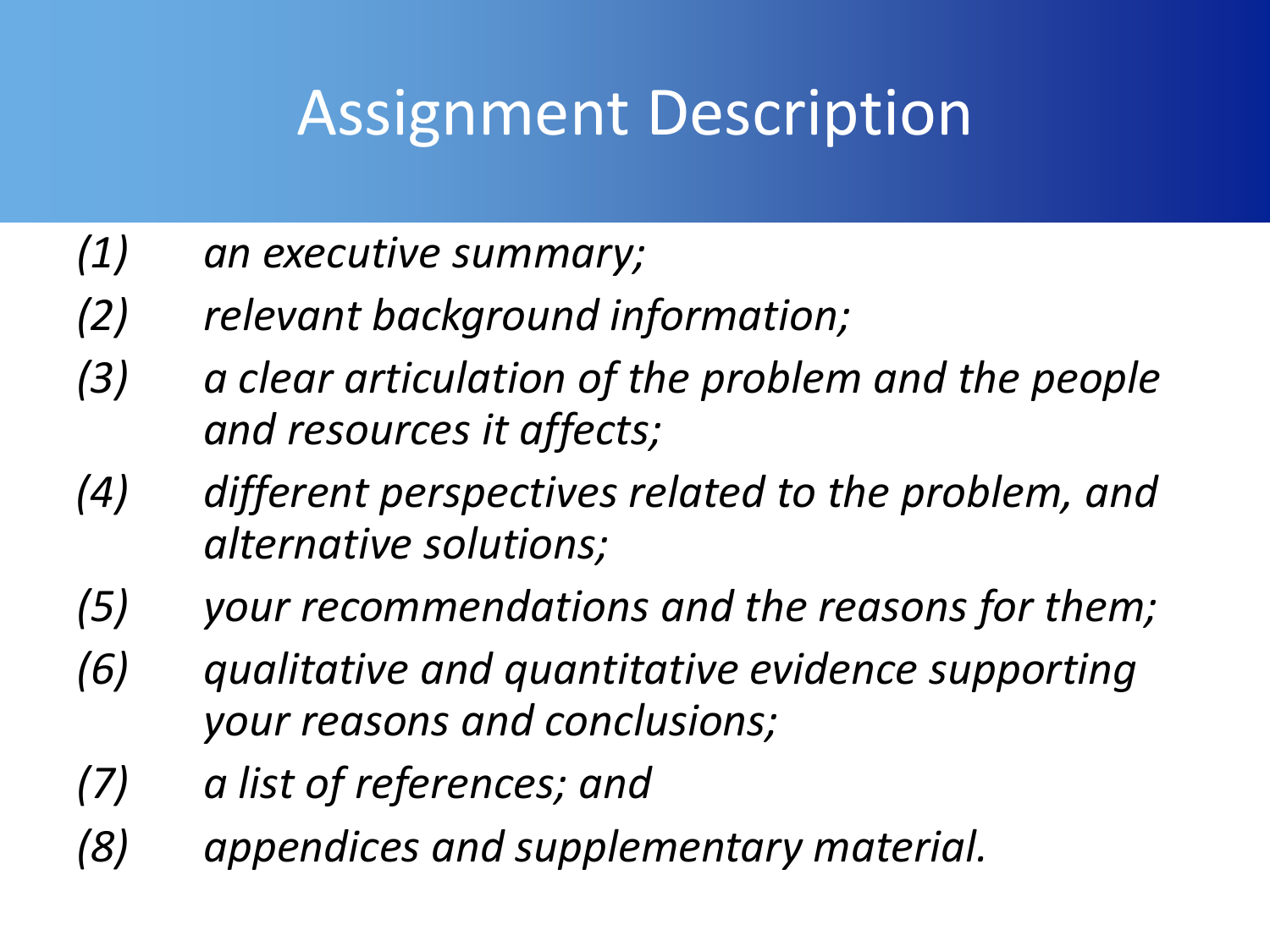# Assignment Description

*(1)* *an executive summary;*

*(2)* *relevant background information;*

*(3)* *a clear articulation of the problem and the people and resources it affects;*

*(4)* *different perspectives related to the problem, and alternative solutions;*

*(5)* *your recommendations and the reasons for them;*

*(6)* *qualitative and quantitative evidence supporting your reasons and conclusions;*

*(7)* *a list of references; and*

*(8)* *appendices and supplementary material.*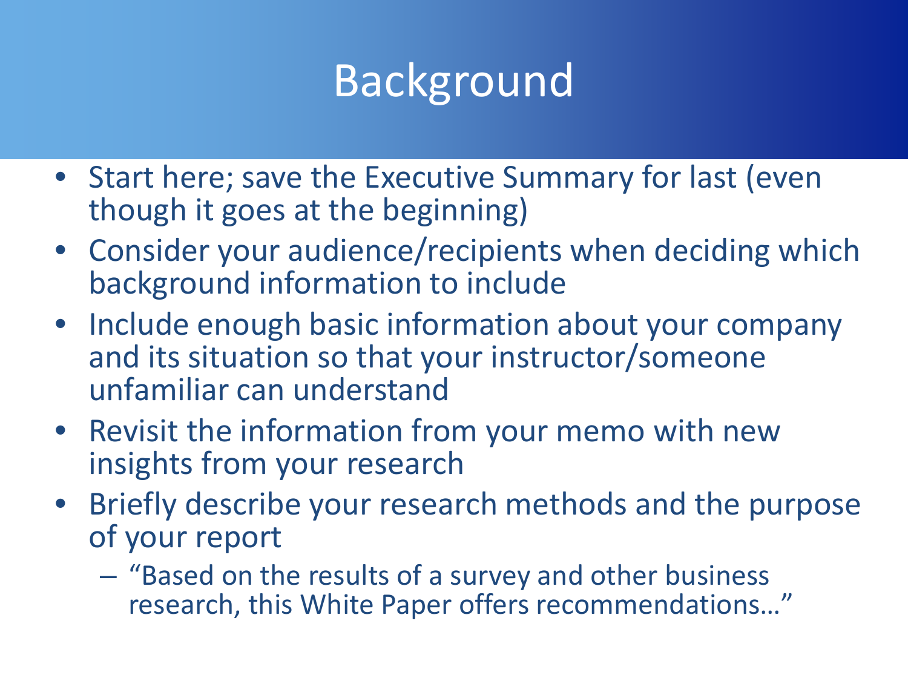# Background

- Start here; save the Executive Summary for last (even though it goes at the beginning)
- Consider your audience/recipients when deciding which background information to include
- Include enough basic information about your company and its situation so that your instructor/someone unfamiliar can understand
- Revisit the information from your memo with new insights from your research
- Briefly describe your research methods and the purpose of your report
  - "Based on the results of a survey and other business research, this White Paper offers recommendations…"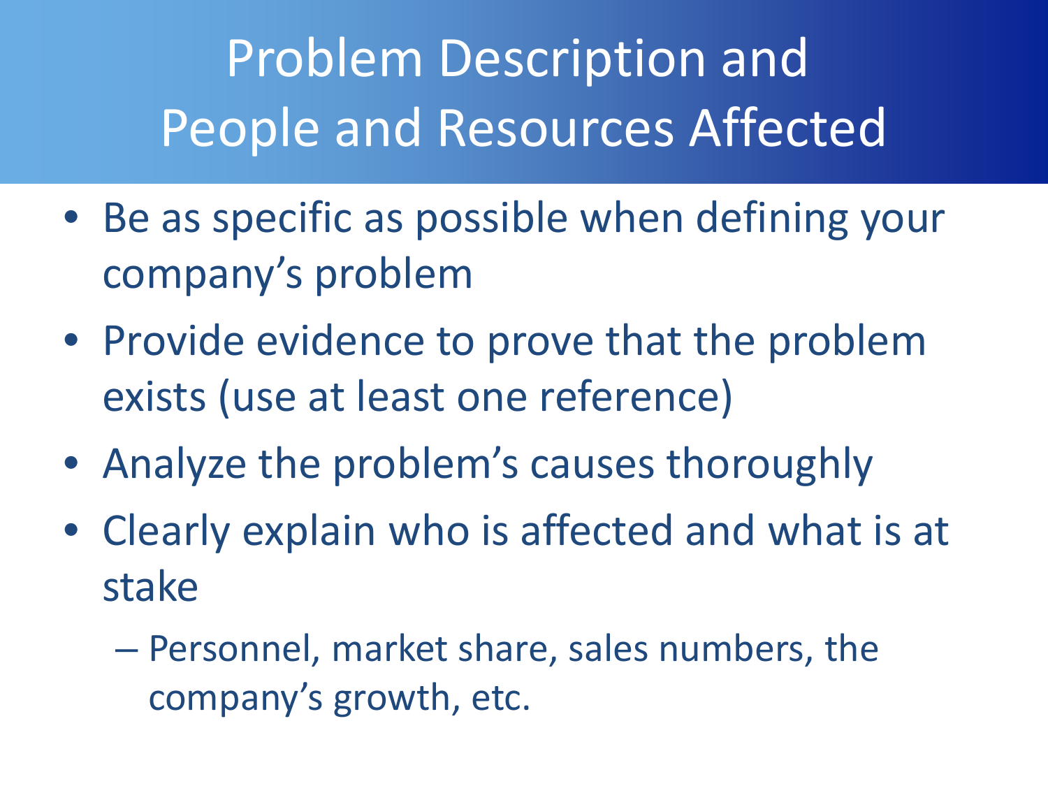# Problem Description and People and Resources Affected

- Be as specific as possible when defining your company's problem
- Provide evidence to prove that the problem exists (use at least one reference)
- Analyze the problem's causes thoroughly
- Clearly explain who is affected and what is at stake
  - Personnel, market share, sales numbers, the company's growth, etc.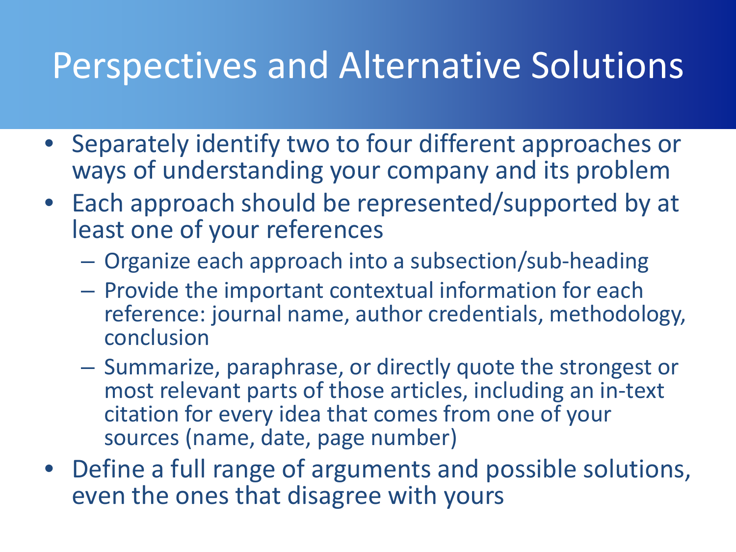# Perspectives and Alternative Solutions

- Separately identify two to four different approaches or ways of understanding your company and its problem
- Each approach should be represented/supported by at least one of your references
  - Organize each approach into a subsection/sub-heading
  - Provide the important contextual information for each reference: journal name, author credentials, methodology, conclusion
  - Summarize, paraphrase, or directly quote the strongest or most relevant parts of those articles, including an in-text citation for every idea that comes from one of your sources (name, date, page number)
- Define a full range of arguments and possible solutions, even the ones that disagree with yours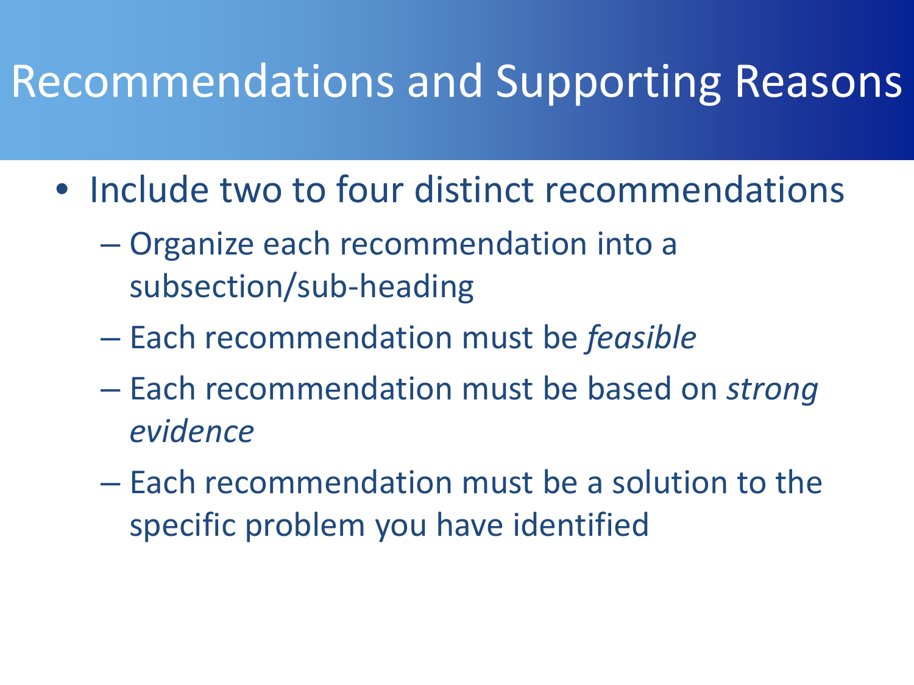# Recommendations and Supporting Reasons

- Include two to four distinct recommendations
  - Organize each recommendation into a subsection/sub-heading
  - Each recommendation must be *feasible*
  - Each recommendation must be based on *strong evidence*
  - Each recommendation must be a solution to the specific problem you have identified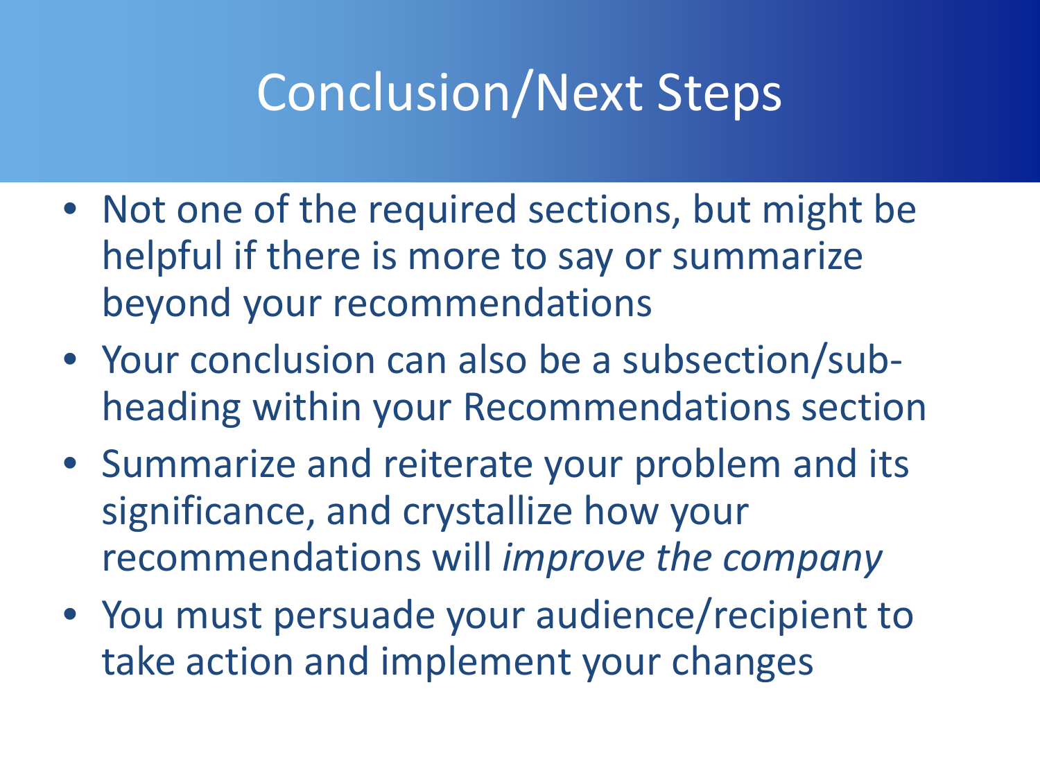# Conclusion/Next Steps

- Not one of the required sections, but might be helpful if there is more to say or summarize beyond your recommendations
- Your conclusion can also be a subsection/sub-heading within your Recommendations section
- Summarize and reiterate your problem and its significance, and crystallize how your recommendations will *improve the company*
- You must persuade your audience/recipient to take action and implement your changes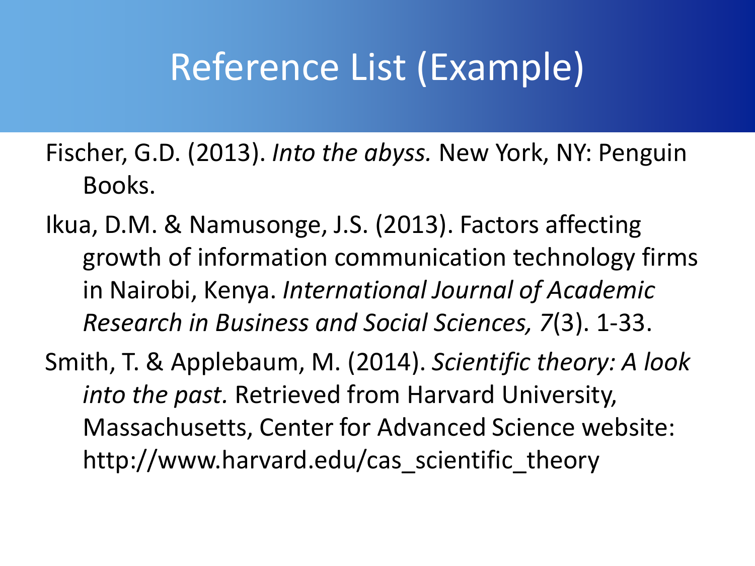# Reference List (Example)

Fischer, G.D. (2013). *Into the abyss.* New York, NY: Penguin Books.

Ikua, D.M. & Namusonge, J.S. (2013). Factors affecting growth of information communication technology firms in Nairobi, Kenya. *International Journal of Academic Research in Business and Social Sciences, 7*(3). 1-33.

Smith, T. & Applebaum, M. (2014). *Scientific theory: A look into the past.* Retrieved from Harvard University, Massachusetts, Center for Advanced Science website: http://www.harvard.edu/cas_scientific_theory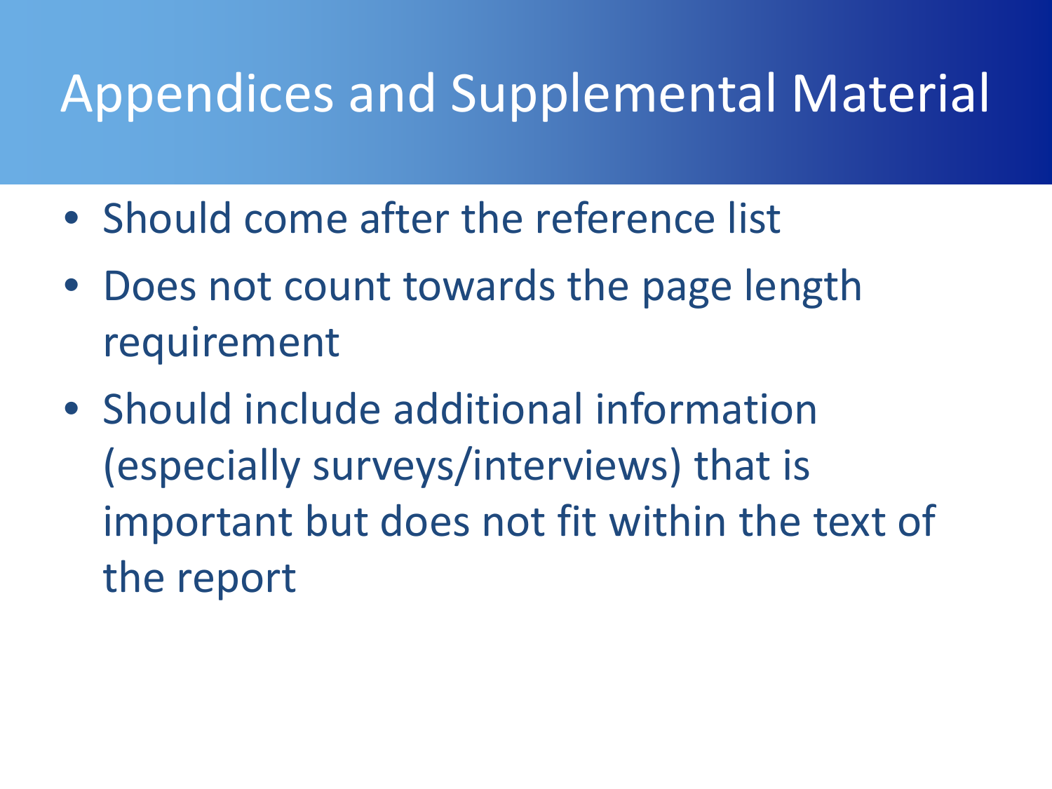# Appendices and Supplemental Material

- Should come after the reference list
- Does not count towards the page length requirement
- Should include additional information (especially surveys/interviews) that is important but does not fit within the text of the report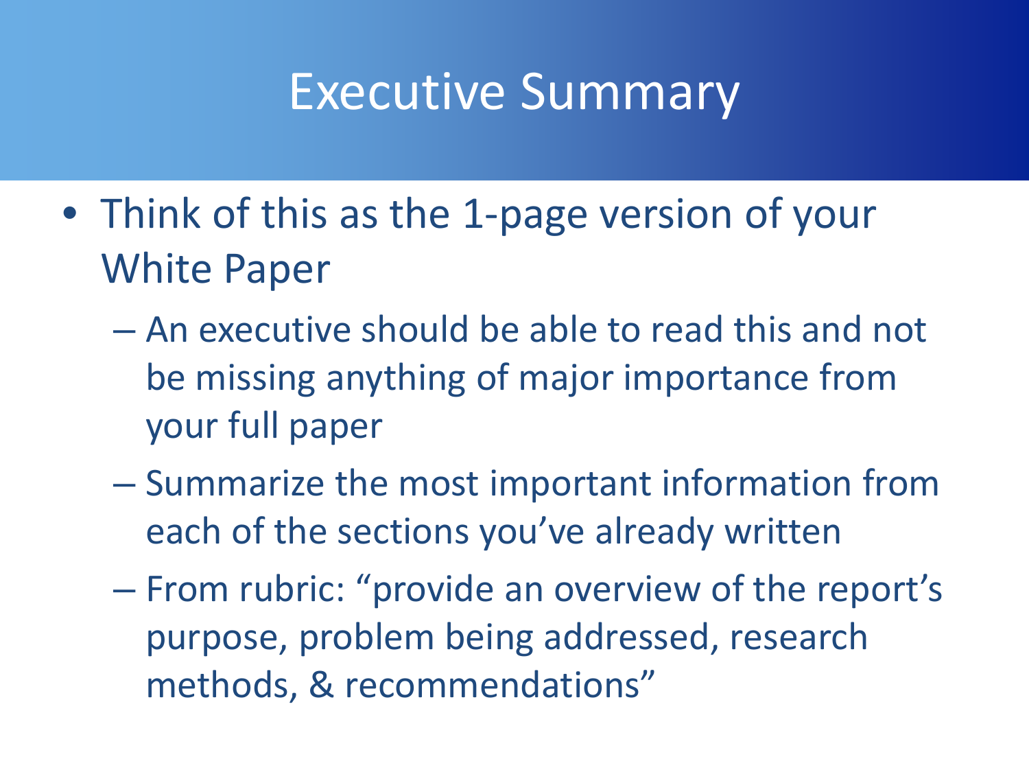# Executive Summary

- Think of this as the 1-page version of your White Paper
  - An executive should be able to read this and not be missing anything of major importance from your full paper
  - Summarize the most important information from each of the sections you've already written
  - From rubric: "provide an overview of the report's purpose, problem being addressed, research methods, & recommendations"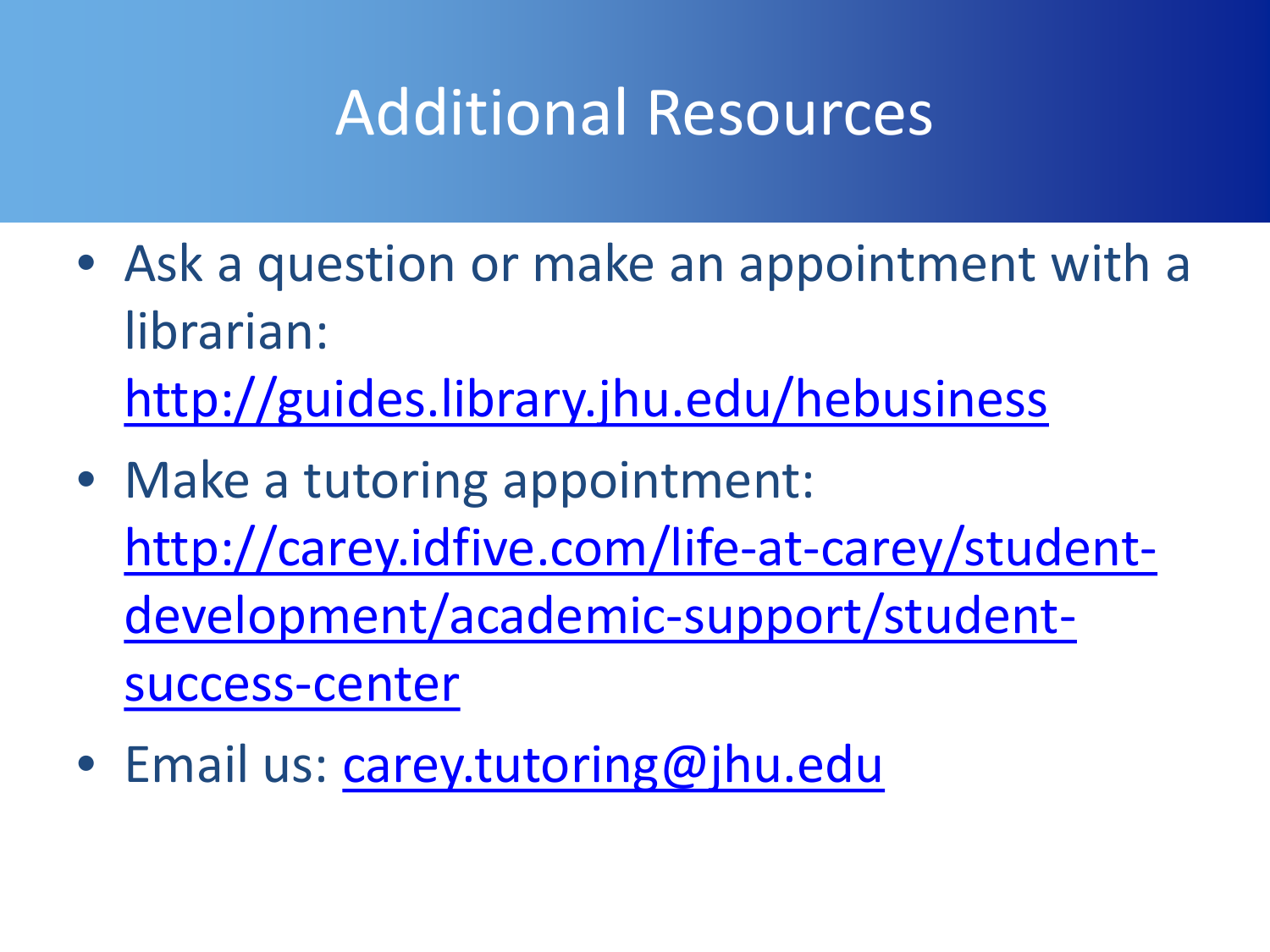# Additional Resources

- Ask a question or make an appointment with a librarian: http://guides.library.jhu.edu/hebusiness
- Make a tutoring appointment: http://carey.idfive.com/life-at-carey/student-development/academic-support/student-success-center
- Email us: carey.tutoring@jhu.edu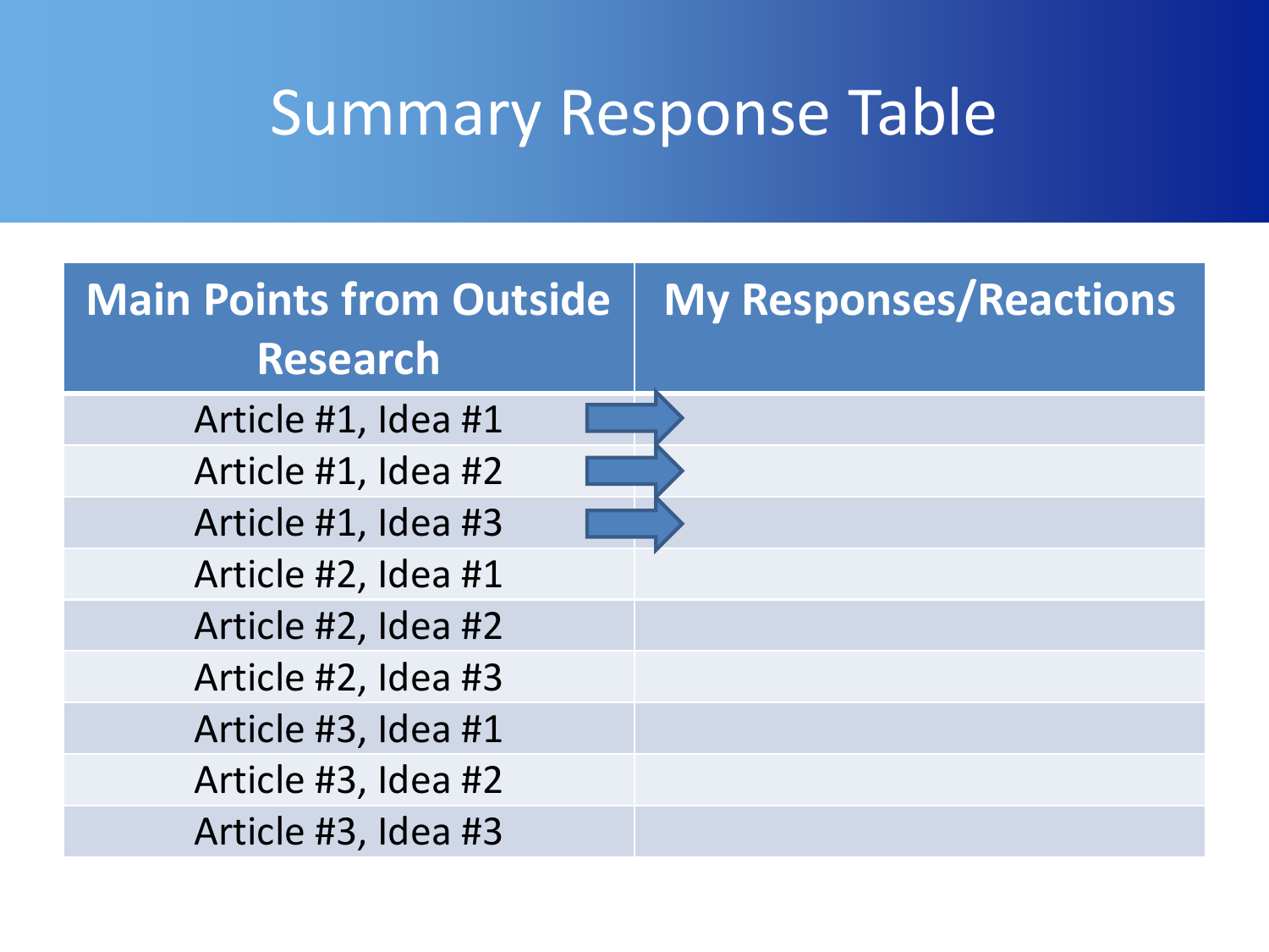# Summary Response Table

| Main Points from Outside Research | My Responses/Reactions |
|---|---|
| Article #1, Idea #1 | |
| Article #1, Idea #2 | |
| Article #1, Idea #3 | |
| Article #2, Idea #1 | |
| Article #2, Idea #2 | |
| Article #2, Idea #3 | |
| Article #3, Idea #1 | |
| Article #3, Idea #2 | |
| Article #3, Idea #3 | |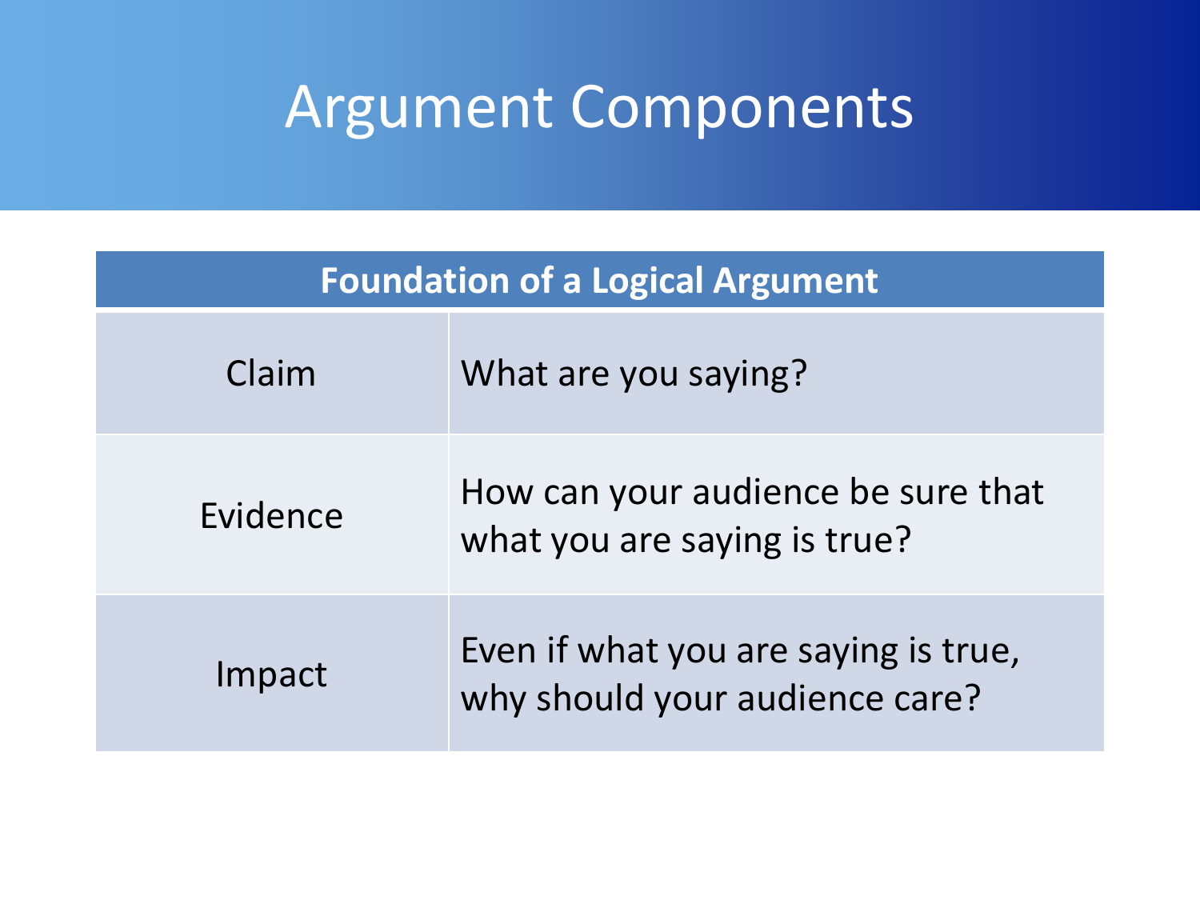# Argument Components

| Foundation of a Logical Argument | |
|---|---|
| Claim | What are you saying? |
| Evidence | How can your audience be sure that what you are saying is true? |
| Impact | Even if what you are saying is true, why should your audience care? |